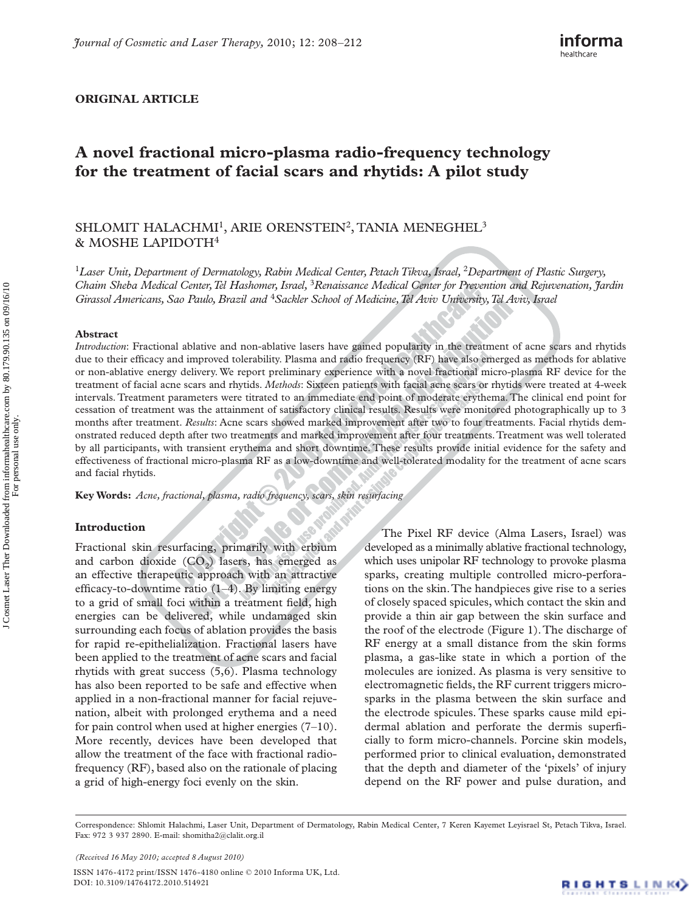ORIGINAL ARTICLE

# A novel fractional micro-plasma radio-frequency technology for the treatment of facial scars and rhytids: A pilot study

SHLOMIT HALACHMI[1], ARIE ORENSTEIN[2], TANIA MENEGHEL[3] & MOSHE LAPIDOTH[4]

[1]*Laser Unit, Department of Dermatology, Rabin Medical Center, Petach Tikva, Israel,* [2]*Department of Plastic Surgery, Chaim Sheba Medical Center, Tel Hashomer, Israel,* [3]*Renaissance Medical Center for Prevention and Rejuvenation, Jardin Girassol Americans, Sao Paulo, Brazil and* [4]*Sackler School of Medicine, Tel Aviv University, Tel Aviv, Israel*

### Abstract

*Introduction*: Fractional ablative and non-ablative lasers have gained popularity in the treatment of acne scars and rhytids due to their efficacy and improved tolerability. Plasma and radio frequency (RF) have also emerged as methods for ablative or non-ablative energy delivery. We report preliminary experience with a novel fractional micro-plasma RF device for the treatment of facial acne scars and rhytids. *Methods*: Sixteen patients with facial acne scars or rhytids were treated at 4-week intervals. Treatment parameters were titrated to an immediate end point of moderate erythema. The clinical end point for cessation of treatment was the attainment of satisfactory clinical results. Results were monitored photographically up to 3 months after treatment. *Results*: Acne scars showed marked improvement after two to four treatments. Facial rhytids demonstrated reduced depth after two treatments and marked improvement after four treatments. Treatment was well tolerated by all participants, with transient erythema and short downtime. These results provide initial evidence for the safety and effectiveness of fractional micro-plasma RF as a low-downtime and well-tolerated modality for the treatment of acne scars and facial rhytids.

**Key Words:** *Acne, fractional, plasma, radio frequency, scars, skin resurfacing*

## Introduction

Fractional skin resurfacing, primarily with erbium and carbon dioxide ($CO_2$) lasers, has emerged as an effective therapeutic approach with an attractive efficacy-to-downtime ratio (1–4). By limiting energy to a grid of small foci within a treatment field, high energies can be delivered, while undamaged skin surrounding each focus of ablation provides the basis for rapid re-epithelialization. Fractional lasers have been applied to the treatment of acne scars and facial rhytids with great success (5,6). Plasma technology has also been reported to be safe and effective when applied in a non-fractional manner for facial rejuvenation, albeit with prolonged erythema and a need for pain control when used at higher energies (7–10). More recently, devices have been developed that allow the treatment of the face with fractional radio-frequency (RF), based also on the rationale of placing a grid of high-energy foci evenly on the skin.

The Pixel RF device (Alma Lasers, Israel) was developed as a minimally ablative fractional technology, which uses unipolar RF technology to provoke plasma sparks, creating multiple controlled micro-perforations on the skin. The handpieces give rise to a series of closely spaced spicules, which contact the skin and provide a thin air gap between the skin surface and the roof of the electrode (Figure 1). The discharge of RF energy at a small distance from the skin forms plasma, a gas-like state in which a portion of the molecules are ionized. As plasma is very sensitive to electromagnetic fields, the RF current triggers micro-sparks in the plasma between the skin surface and the electrode spicules. These sparks cause mild epidermal ablation and perforate the dermis superficially to form micro-channels. Porcine skin models, performed prior to clinical evaluation, demonstrated that the depth and diameter of the 'pixels' of injury depend on the RF power and pulse duration, and

Correspondence: Shlomit Halachmi, Laser Unit, Department of Dermatology, Rabin Medical Center, 7 Keren Kayemet Leyisrael St, Petach Tikva, Israel. Fax: 972 3 937 2890. E-mail: shomitha2@clalit.org.il

*(Received 16 May 2010; accepted 8 August 2010)*

ISSN 1476-4172 print/ISSN 1476-4180 online © 2010 Informa UK, Ltd.
DOI: 10.3109/14764172.2010.514921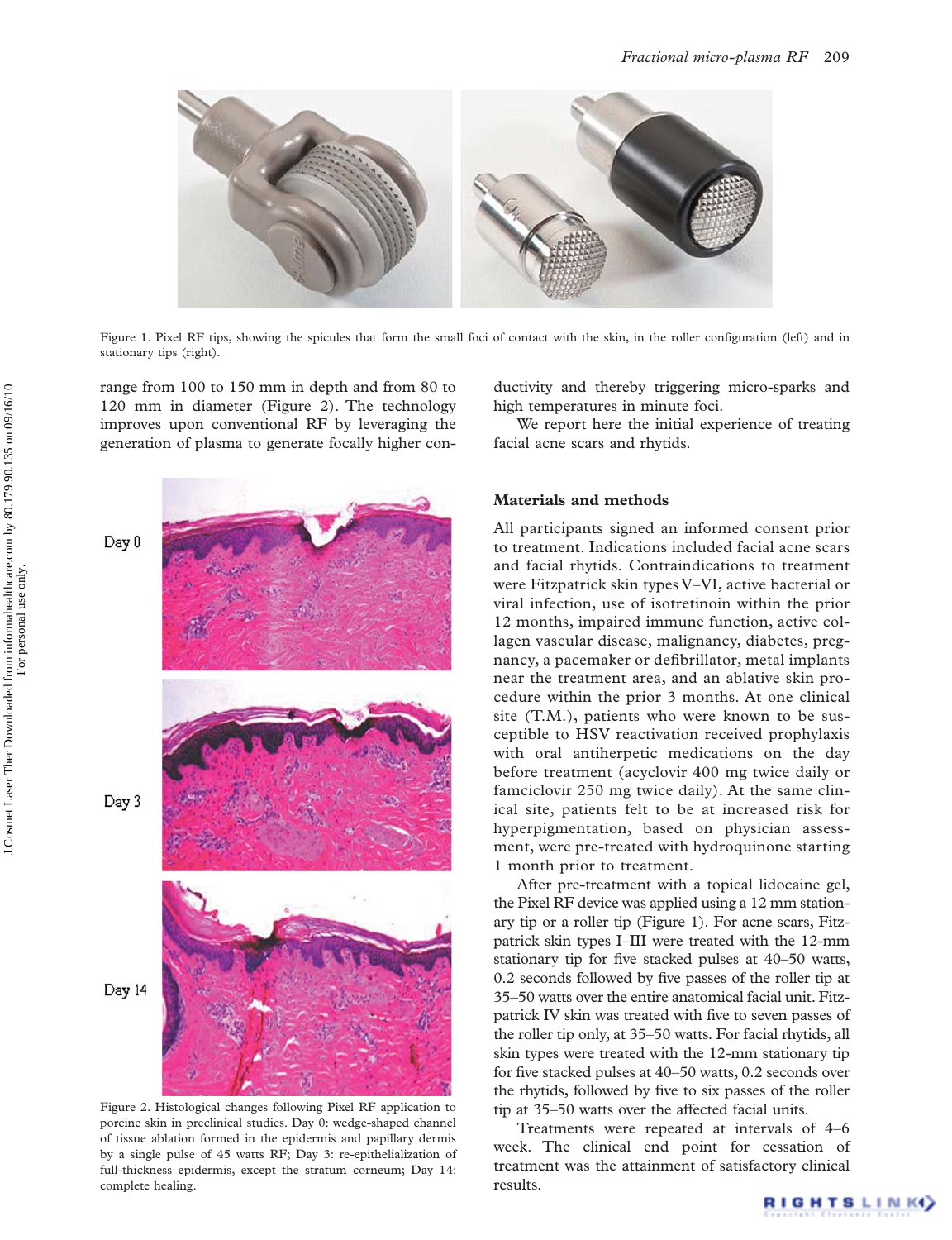Figure 1. Pixel RF tips, showing the spicules that form the small foci of contact with the skin, in the roller configuration (left) and in stationary tips (right).

range from 100 to 150 mm in depth and from 80 to 120 mm in diameter (Figure 2). The technology improves upon conventional RF by leveraging the generation of plasma to generate focally higher conductivity and thereby triggering micro-sparks and high temperatures in minute foci.

We report here the initial experience of treating facial acne scars and rhytids.

Figure 2. Histological changes following Pixel RF application to porcine skin in preclinical studies. Day 0: wedge-shaped channel of tissue ablation formed in the epidermis and papillary dermis by a single pulse of 45 watts RF; Day 3: re-epithelialization of full-thickness epidermis, except the stratum corneum; Day 14: complete healing.

## Materials and methods

All participants signed an informed consent prior to treatment. Indications included facial acne scars and facial rhytids. Contraindications to treatment were Fitzpatrick skin types V–VI, active bacterial or viral infection, use of isotretinoin within the prior 12 months, impaired immune function, active collagen vascular disease, malignancy, diabetes, pregnancy, a pacemaker or defibrillator, metal implants near the treatment area, and an ablative skin procedure within the prior 3 months. At one clinical site (T.M.), patients who were known to be susceptible to HSV reactivation received prophylaxis with oral antiherpetic medications on the day before treatment (acyclovir 400 mg twice daily or famciclovir 250 mg twice daily). At the same clinical site, patients felt to be at increased risk for hyperpigmentation, based on physician assessment, were pre-treated with hydroquinone starting 1 month prior to treatment.

After pre-treatment with a topical lidocaine gel, the Pixel RF device was applied using a 12 mm stationary tip or a roller tip (Figure 1). For acne scars, Fitzpatrick skin types I–III were treated with the 12-mm stationary tip for five stacked pulses at 40–50 watts, 0.2 seconds followed by five passes of the roller tip at 35–50 watts over the entire anatomical facial unit. Fitzpatrick IV skin was treated with five to seven passes of the roller tip only, at 35–50 watts. For facial rhytids, all skin types were treated with the 12-mm stationary tip for five stacked pulses at 40–50 watts, 0.2 seconds over the rhytids, followed by five to six passes of the roller tip at 35–50 watts over the affected facial units.

Treatments were repeated at intervals of 4–6 week. The clinical end point for cessation of treatment was the attainment of satisfactory clinical results.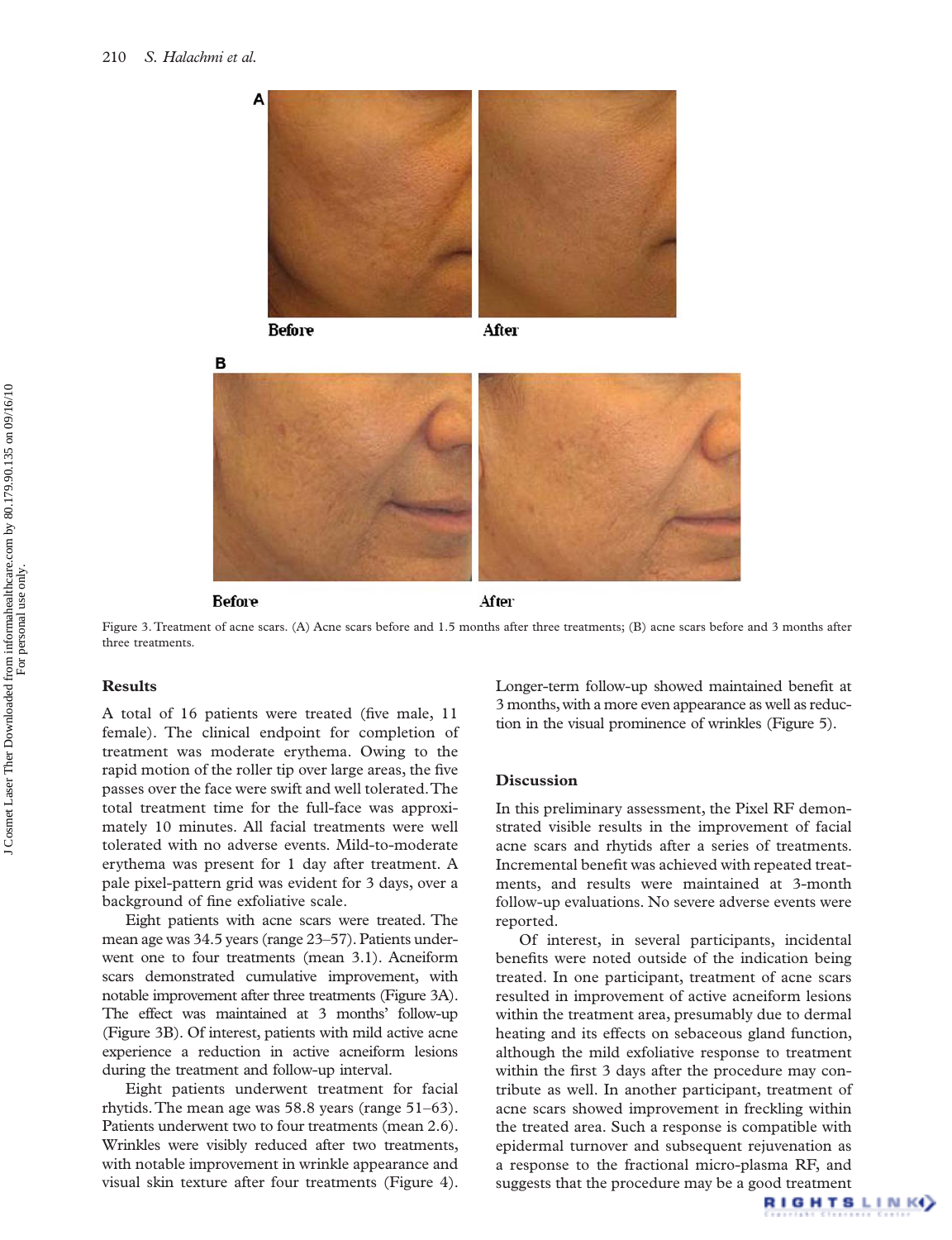Before

After

Before

After

Figure 3. Treatment of acne scars. (A) Acne scars before and 1.5 months after three treatments; (B) acne scars before and 3 months after three treatments.

## Results

A total of 16 patients were treated (five male, 11 female). The clinical endpoint for completion of treatment was moderate erythema. Owing to the rapid motion of the roller tip over large areas, the five passes over the face were swift and well tolerated. The total treatment time for the full-face was approximately 10 minutes. All facial treatments were well tolerated with no adverse events. Mild-to-moderate erythema was present for 1 day after treatment. A pale pixel-pattern grid was evident for 3 days, over a background of fine exfoliative scale.

Eight patients with acne scars were treated. The mean age was 34.5 years (range 23–57). Patients underwent one to four treatments (mean 3.1). Acneiform scars demonstrated cumulative improvement, with notable improvement after three treatments (Figure 3A). The effect was maintained at 3 months' follow-up (Figure 3B). Of interest, patients with mild active acne experience a reduction in active acneiform lesions during the treatment and follow-up interval.

Eight patients underwent treatment for facial rhytids. The mean age was 58.8 years (range 51–63). Patients underwent two to four treatments (mean 2.6). Wrinkles were visibly reduced after two treatments, with notable improvement in wrinkle appearance and visual skin texture after four treatments (Figure 4). Longer-term follow-up showed maintained benefit at 3 months, with a more even appearance as well as reduction in the visual prominence of wrinkles (Figure 5).

## Discussion

In this preliminary assessment, the Pixel RF demonstrated visible results in the improvement of facial acne scars and rhytids after a series of treatments. Incremental benefit was achieved with repeated treatments, and results were maintained at 3-month follow-up evaluations. No severe adverse events were reported.

Of interest, in several participants, incidental benefits were noted outside of the indication being treated. In one participant, treatment of acne scars resulted in improvement of active acneiform lesions within the treatment area, presumably due to dermal heating and its effects on sebaceous gland function, although the mild exfoliative response to treatment within the first 3 days after the procedure may contribute as well. In another participant, treatment of acne scars showed improvement in freckling within the treated area. Such a response is compatible with epidermal turnover and subsequent rejuvenation as a response to the fractional micro-plasma RF, and suggests that the procedure may be a good treatment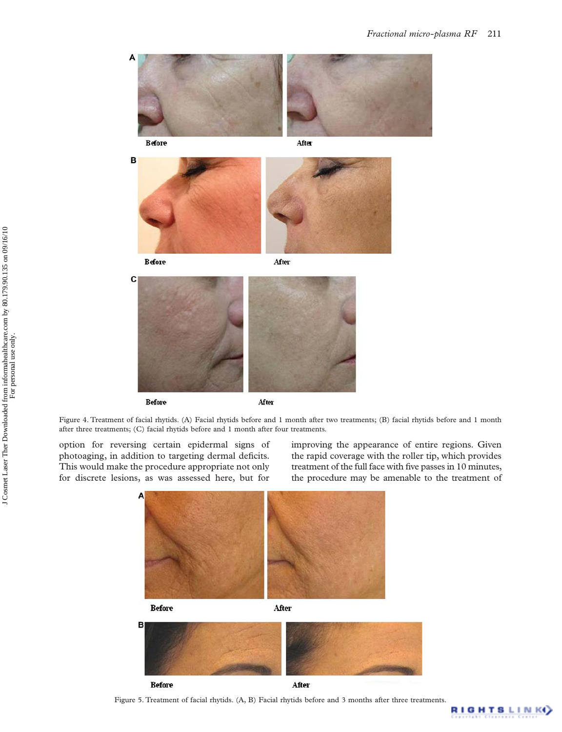Before After

Before After

Before After

Figure 4. Treatment of facial rhytids. (A) Facial rhytids before and 1 month after two treatments; (B) facial rhytids before and 1 month after three treatments; (C) facial rhytids before and 1 month after four treatments.

option for reversing certain epidermal signs of photoaging, in addition to targeting dermal deficits. This would make the procedure appropriate not only for discrete lesions, as was assessed here, but for improving the appearance of entire regions. Given the rapid coverage with the roller tip, which provides treatment of the full face with five passes in 10 minutes, the procedure may be amenable to the treatment of

Before After

Before After

Figure 5. Treatment of facial rhytids. (A, B) Facial rhytids before and 3 months after three treatments.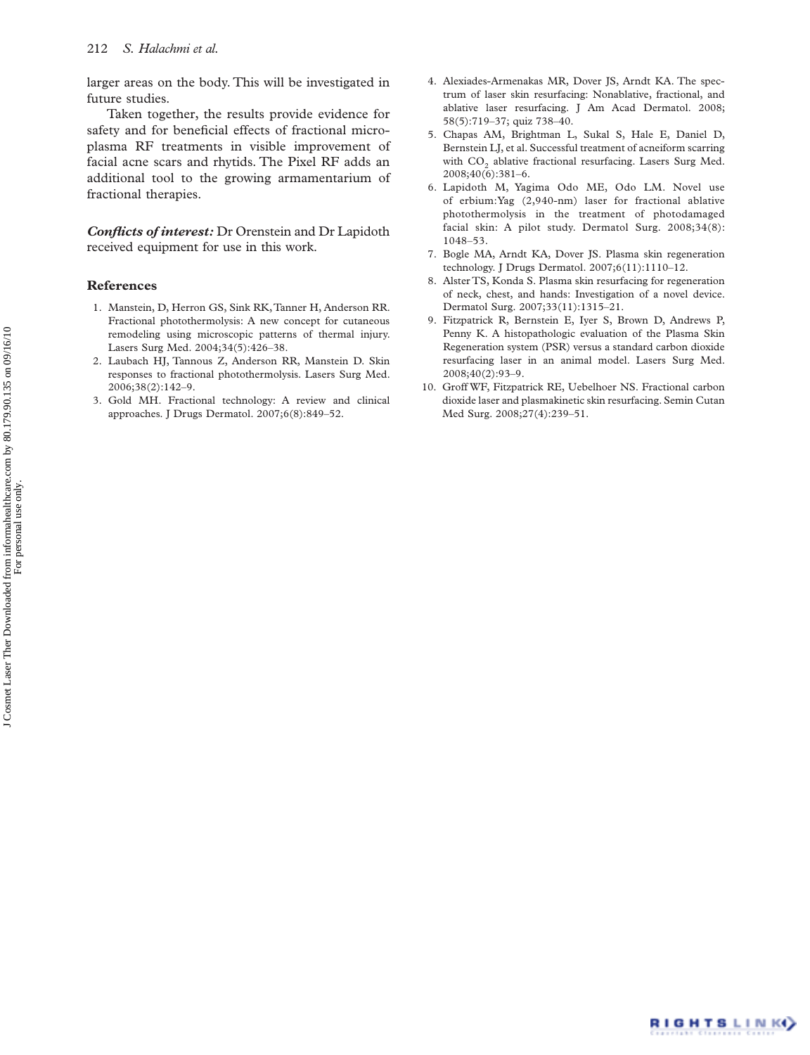larger areas on the body. This will be investigated in future studies.

Taken together, the results provide evidence for safety and for beneficial effects of fractional micro-plasma RF treatments in visible improvement of facial acne scars and rhytids. The Pixel RF adds an additional tool to the growing armamentarium of fractional therapies.

***Conflicts of interest:*** Dr Orenstein and Dr Lapidoth received equipment for use in this work.

## References

1. Manstein, D, Herron GS, Sink RK, Tanner H, Anderson RR. Fractional photothermolysis: A new concept for cutaneous remodeling using microscopic patterns of thermal injury. Lasers Surg Med. 2004;34(5):426–38.
2. Laubach HJ, Tannous Z, Anderson RR, Manstein D. Skin responses to fractional photothermolysis. Lasers Surg Med. 2006;38(2):142–9.
3. Gold MH. Fractional technology: A review and clinical approaches. J Drugs Dermatol. 2007;6(8):849–52.
4. Alexiades-Armenakas MR, Dover JS, Arndt KA. The spectrum of laser skin resurfacing: Nonablative, fractional, and ablative laser resurfacing. J Am Acad Dermatol. 2008; 58(5):719–37; quiz 738–40.
5. Chapas AM, Brightman L, Sukal S, Hale E, Daniel D, Bernstein LJ, et al. Successful treatment of acneiform scarring with $CO_2$ ablative fractional resurfacing. Lasers Surg Med. 2008;40(6):381–6.
6. Lapidoth M, Yagima Odo ME, Odo LM. Novel use of erbium:Yag (2,940-nm) laser for fractional ablative photothermolysis in the treatment of photodamaged facial skin: A pilot study. Dermatol Surg. 2008;34(8): 1048–53.
7. Bogle MA, Arndt KA, Dover JS. Plasma skin regeneration technology. J Drugs Dermatol. 2007;6(11):1110–12.
8. Alster TS, Konda S. Plasma skin resurfacing for regeneration of neck, chest, and hands: Investigation of a novel device. Dermatol Surg. 2007;33(11):1315–21.
9. Fitzpatrick R, Bernstein E, Iyer S, Brown D, Andrews P, Penny K. A histopathologic evaluation of the Plasma Skin Regeneration system (PSR) versus a standard carbon dioxide resurfacing laser in an animal model. Lasers Surg Med. 2008;40(2):93–9.
10. Groff WF, Fitzpatrick RE, Uebelhoer NS. Fractional carbon dioxide laser and plasmakinetic skin resurfacing. Semin Cutan Med Surg. 2008;27(4):239–51.